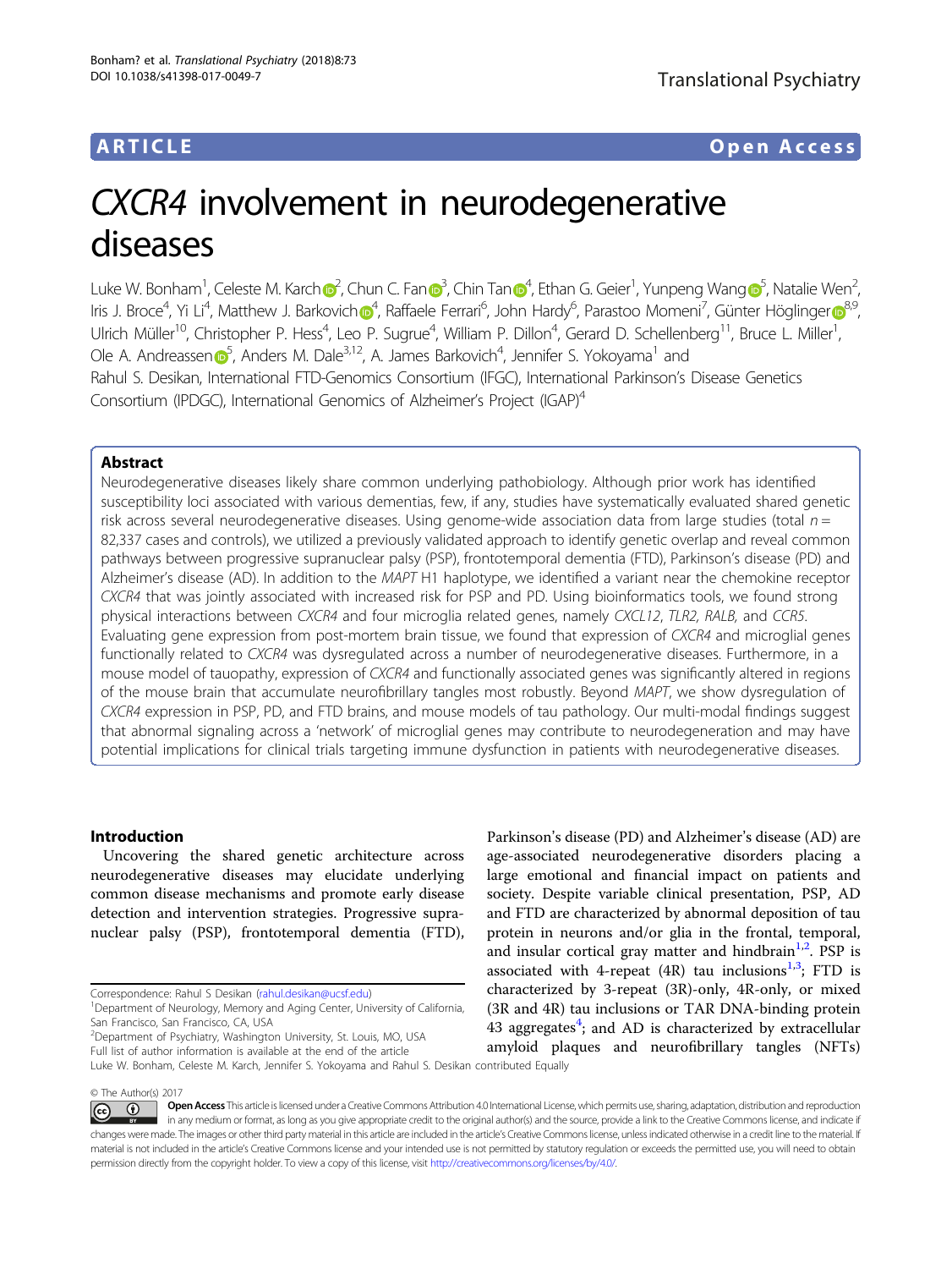ARTICLE Open Access

# *CXCR4* involvement in neurodegenerative diseases

Luke W. Bonham[1], Celeste M. Karch[2], Chun C. Fan[3], Chin Tan[4], Ethan G. Geier[1], Yunpeng Wang[5], Natalie Wen[2], Iris J. Broce[4], Yi Li[4], Matthew J. Barkovich[4], Raffaele Ferrari[6], John Hardy[6], Parastoo Momeni[7], Günter Höglinger[8,9], Ulrich Müller[10], Christopher P. Hess[4], Leo P. Sugrue[4], William P. Dillon[4], Gerard D. Schellenberg[11], Bruce L. Miller[1], Ole A. Andreassen[5], Anders M. Dale[3,12], A. James Barkovich[4], Jennifer S. Yokoyama[1] and Rahul S. Desikan, International FTD-Genomics Consortium (IFGC), International Parkinson's Disease Genetics Consortium (IPDGC), International Genomics of Alzheimer's Project (IGAP)[4]

## Abstract

Neurodegenerative diseases likely share common underlying pathobiology. Although prior work has identified susceptibility loci associated with various dementias, few, if any, studies have systematically evaluated shared genetic risk across several neurodegenerative diseases. Using genome-wide association data from large studies (total $n =$ 82,337 cases and controls), we utilized a previously validated approach to identify genetic overlap and reveal common pathways between progressive supranuclear palsy (PSP), frontotemporal dementia (FTD), Parkinson's disease (PD) and Alzheimer's disease (AD). In addition to the *MAPT* H1 haplotype, we identified a variant near the chemokine receptor *CXCR4* that was jointly associated with increased risk for PSP and PD. Using bioinformatics tools, we found strong physical interactions between *CXCR4* and four microglia related genes, namely *CXCL12*, *TLR2*, *RALB*, and *CCR5*. Evaluating gene expression from post-mortem brain tissue, we found that expression of *CXCR4* and microglial genes functionally related to *CXCR4* was dysregulated across a number of neurodegenerative diseases. Furthermore, in a mouse model of tauopathy, expression of *CXCR4* and functionally associated genes was significantly altered in regions of the mouse brain that accumulate neurofibrillary tangles most robustly. Beyond *MAPT*, we show dysregulation of *CXCR4* expression in PSP, PD, and FTD brains, and mouse models of tau pathology. Our multi-modal findings suggest that abnormal signaling across a 'network' of microglial genes may contribute to neurodegeneration and may have potential implications for clinical trials targeting immune dysfunction in patients with neurodegenerative diseases.

## Introduction

Uncovering the shared genetic architecture across neurodegenerative diseases may elucidate underlying common disease mechanisms and promote early disease detection and intervention strategies. Progressive supranuclear palsy (PSP), frontotemporal dementia (FTD), Parkinson's disease (PD) and Alzheimer's disease (AD) are age-associated neurodegenerative disorders placing a large emotional and financial impact on patients and society. Despite variable clinical presentation, PSP, AD and FTD are characterized by abnormal deposition of tau protein in neurons and/or glia in the frontal, temporal, and insular cortical gray matter and hindbrain[1,2]. PSP is associated with 4-repeat (4R) tau inclusions[1,3]; FTD is characterized by 3-repeat (3R)-only, 4R-only, or mixed (3R and 4R) tau inclusions or TAR DNA-binding protein 43 aggregates[4]; and AD is characterized by extracellular amyloid plaques and neurofibrillary tangles (NFTs)

Correspondence: Rahul S Desikan (rahul.desikan@ucsf.edu)

[1]Department of Neurology, Memory and Aging Center, University of California, San Francisco, San Francisco, CA, USA

[2]Department of Psychiatry, Washington University, St. Louis, MO, USA

Full list of author information is available at the end of the article

Luke W. Bonham, Celeste M. Karch, Jennifer S. Yokoyama and Rahul S. Desikan contributed Equally

© The Author(s) 2017

Open Access This article is licensed under a Creative Commons Attribution 4.0 International License, which permits use, sharing, adaptation, distribution and reproduction in any medium or format, as long as you give appropriate credit to the original author(s) and the source, provide a link to the Creative Commons license, and indicate if changes were made. The images or other third party material in this article are included in the article's Creative Commons license, unless indicated otherwise in a credit line to the material. If material is not included in the article's Creative Commons license and your intended use is not permitted by statutory regulation or exceeds the permitted use, you will need to obtain permission directly from the copyright holder. To view a copy of this license, visit http://creativecommons.org/licenses/by/4.0/.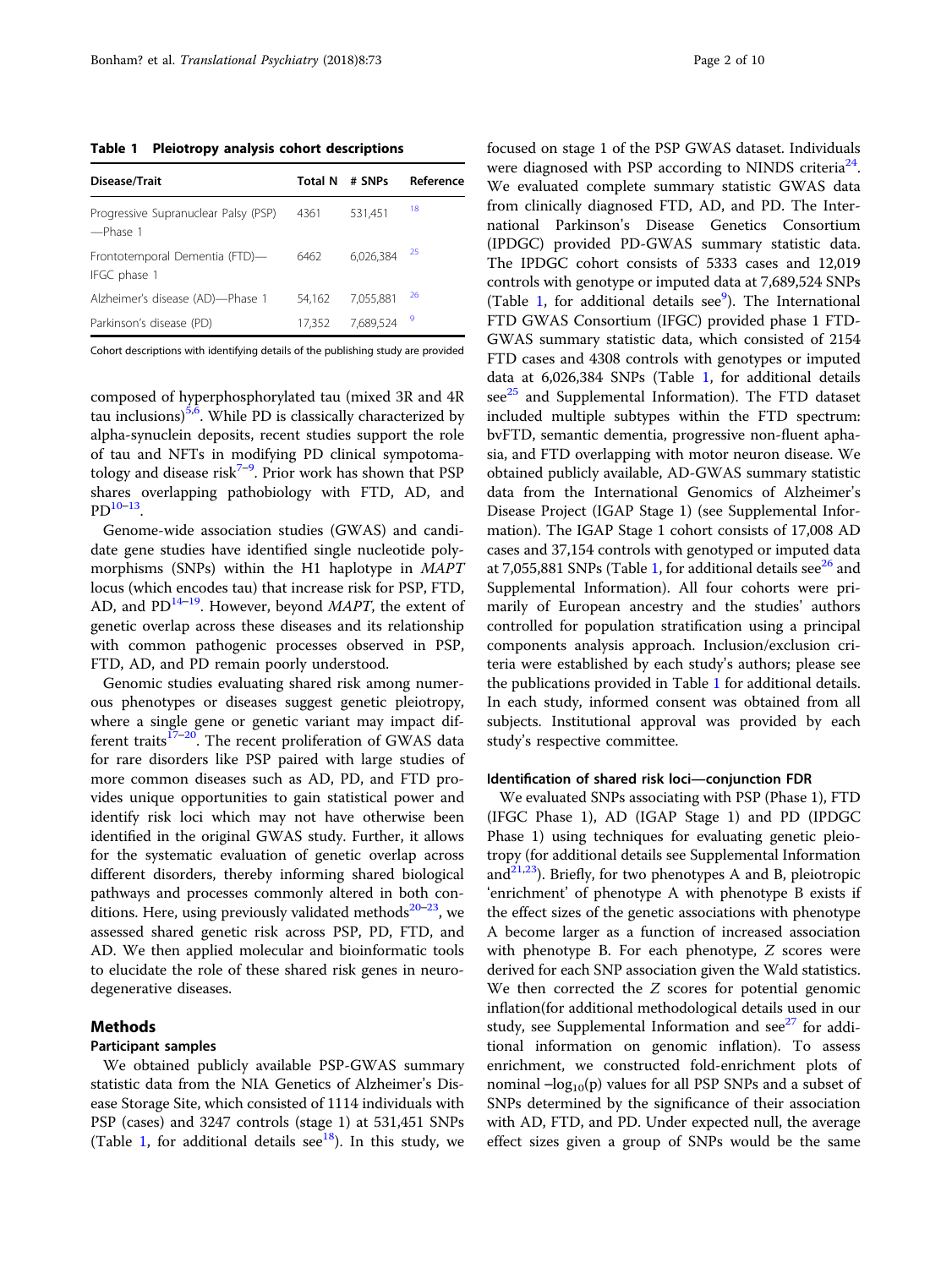**Table 1 Pleiotropy analysis cohort descriptions**

| Disease/Trait | Total N | # SNPs | Reference |
|---|---|---|---|
| Progressive Supranuclear Palsy (PSP)—Phase 1 | 4361 | 531,451 | 18 |
| Frontotemporal Dementia (FTD)—IFGC phase 1 | 6462 | 6,026,384 | 25 |
| Alzheimer's disease (AD)—Phase 1 | 54,162 | 7,055,881 | 26 |
| Parkinson's disease (PD) | 17,352 | 7,689,524 | 9 |

Cohort descriptions with identifying details of the publishing study are provided

composed of hyperphosphorylated tau (mixed 3R and 4R tau inclusions)[5,6]. While PD is classically characterized by alpha-synuclein deposits, recent studies support the role of tau and NFTs in modifying PD clinical sympotomatology and disease risk[7–9]. Prior work has shown that PSP shares overlapping pathobiology with FTD, AD, and PD[10–13].

Genome-wide association studies (GWAS) and candidate gene studies have identified single nucleotide polymorphisms (SNPs) within the H1 haplotype in *MAPT* locus (which encodes tau) that increase risk for PSP, FTD, AD, and PD[14–19]. However, beyond *MAPT*, the extent of genetic overlap across these diseases and its relationship with common pathogenic processes observed in PSP, FTD, AD, and PD remain poorly understood.

Genomic studies evaluating shared risk among numerous phenotypes or diseases suggest genetic pleiotropy, where a single gene or genetic variant may impact different traits[17–20]. The recent proliferation of GWAS data for rare disorders like PSP paired with large studies of more common diseases such as AD, PD, and FTD provides unique opportunities to gain statistical power and identify risk loci which may not have otherwise been identified in the original GWAS study. Further, it allows for the systematic evaluation of genetic overlap across different disorders, thereby informing shared biological pathways and processes commonly altered in both conditions. Here, using previously validated methods[20–23], we assessed shared genetic risk across PSP, PD, FTD, and AD. We then applied molecular and bioinformatic tools to elucidate the role of these shared risk genes in neurodegenerative diseases.

## Methods

### Participant samples

We obtained publicly available PSP-GWAS summary statistic data from the NIA Genetics of Alzheimer's Disease Storage Site, which consisted of 1114 individuals with PSP (cases) and 3247 controls (stage 1) at 531,451 SNPs (Table 1, for additional details see[18]). In this study, we focused on stage 1 of the PSP GWAS dataset. Individuals were diagnosed with PSP according to NINDS criteria[24]. We evaluated complete summary statistic GWAS data from clinically diagnosed FTD, AD, and PD. The International Parkinson's Disease Genetics Consortium (IPDGC) provided PD-GWAS summary statistic data. The IPDGC cohort consists of 5333 cases and 12,019 controls with genotype or imputed data at 7,689,524 SNPs (Table 1, for additional details see[9]). The International FTD GWAS Consortium (IFGC) provided phase 1 FTD-GWAS summary statistic data, which consisted of 2154 FTD cases and 4308 controls with genotypes or imputed data at 6,026,384 SNPs (Table 1, for additional details see[25] and Supplemental Information). The FTD dataset included multiple subtypes within the FTD spectrum: bvFTD, semantic dementia, progressive non-fluent aphasia, and FTD overlapping with motor neuron disease. We obtained publicly available, AD-GWAS summary statistic data from the International Genomics of Alzheimer's Disease Project (IGAP Stage 1) (see Supplemental Information). The IGAP Stage 1 cohort consists of 17,008 AD cases and 37,154 controls with genotyped or imputed data at 7,055,881 SNPs (Table 1, for additional details see[26] and Supplemental Information). All four cohorts were primarily of European ancestry and the studies' authors controlled for population stratification using a principal components analysis approach. Inclusion/exclusion criteria were established by each study's authors; please see the publications provided in Table 1 for additional details. In each study, informed consent was obtained from all subjects. Institutional approval was provided by each study's respective committee.

### Identification of shared risk loci—conjunction FDR

We evaluated SNPs associating with PSP (Phase 1), FTD (IFGC Phase 1), AD (IGAP Stage 1) and PD (IPDGC Phase 1) using techniques for evaluating genetic pleiotropy (for additional details see Supplemental Information and[21,23]). Briefly, for two phenotypes A and B, pleiotropic 'enrichment' of phenotype A with phenotype B exists if the effect sizes of the genetic associations with phenotype A become larger as a function of increased association with phenotype B. For each phenotype, $Z$ scores were derived for each SNP association given the Wald statistics. We then corrected the $Z$ scores for potential genomic inflation(for additional methodological details used in our study, see Supplemental Information and see[27] for additional information on genomic inflation). To assess enrichment, we constructed fold-enrichment plots of nominal $-\log_{10}(p)$ values for all PSP SNPs and a subset of SNPs determined by the significance of their association with AD, FTD, and PD. Under expected null, the average effect sizes given a group of SNPs would be the same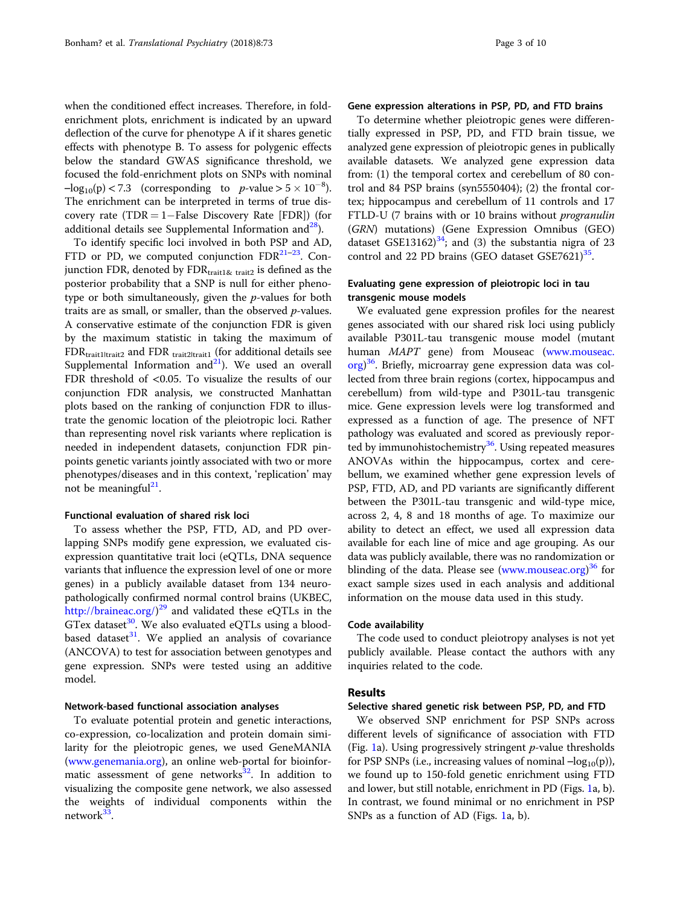when the conditioned effect increases. Therefore, in fold-enrichment plots, enrichment is indicated by an upward deflection of the curve for phenotype A if it shares genetic effects with phenotype B. To assess for polygenic effects below the standard GWAS significance threshold, we focused the fold-enrichment plots on SNPs with nominal $-\log_{10}(p) < 7.3$ (corresponding to $p$-value $> 5 \times 10^{-8}$). The enrichment can be interpreted in terms of true discovery rate (TDR = 1−False Discovery Rate [FDR]) (for additional details see Supplemental Information and[28]).

To identify specific loci involved in both PSP and AD, FTD or PD, we computed conjunction FDR[21–23]. Conjunction FDR, denoted by $\text{FDR}_{\text{trait1\& trait2}}$ is defined as the posterior probability that a SNP is null for either phenotype or both simultaneously, given the $p$-values for both traits are as small, or smaller, than the observed $p$-values. A conservative estimate of the conjunction FDR is given by the maximum statistic in taking the maximum of $\text{FDR}_{\text{trait1|trait2}}$ and $\text{FDR}_{\text{trait2|trait1}}$ (for additional details see Supplemental Information and[21]). We used an overall FDR threshold of <0.05. To visualize the results of our conjunction FDR analysis, we constructed Manhattan plots based on the ranking of conjunction FDR to illustrate the genomic location of the pleiotropic loci. Rather than representing novel risk variants where replication is needed in independent datasets, conjunction FDR pinpoints genetic variants jointly associated with two or more phenotypes/diseases and in this context, 'replication' may not be meaningful[21].

### Functional evaluation of shared risk loci

To assess whether the PSP, FTD, AD, and PD overlapping SNPs modify gene expression, we evaluated cis-expression quantitative trait loci (eQTLs, DNA sequence variants that influence the expression level of one or more genes) in a publicly available dataset from 134 neuropathologically confirmed normal control brains (UKBEC, http://braineac.org/)[29] and validated these eQTLs in the GTex dataset[30]. We also evaluated eQTLs using a blood-based dataset[31]. We applied an analysis of covariance (ANCOVA) to test for association between genotypes and gene expression. SNPs were tested using an additive model.

### Network-based functional association analyses

To evaluate potential protein and genetic interactions, co-expression, co-localization and protein domain similarity for the pleiotropic genes, we used GeneMANIA (www.genemania.org), an online web-portal for bioinformatic assessment of gene networks[32]. In addition to visualizing the composite gene network, we also assessed the weights of individual components within the network[33].

### Gene expression alterations in PSP, PD, and FTD brains

To determine whether pleiotropic genes were differentially expressed in PSP, PD, and FTD brain tissue, we analyzed gene expression of pleiotropic genes in publically available datasets. We analyzed gene expression data from: (1) the temporal cortex and cerebellum of 80 control and 84 PSP brains (syn5550404); (2) the frontal cortex; hippocampus and cerebellum of 11 controls and 17 FTLD-U (7 brains with or 10 brains without *progranulin* (*GRN*) mutations) (Gene Expression Omnibus (GEO) dataset GSE13162)[34]; and (3) the substantia nigra of 23 control and 22 PD brains (GEO dataset GSE7621)[35].

### Evaluating gene expression of pleiotropic loci in tau transgenic mouse models

We evaluated gene expression profiles for the nearest genes associated with our shared risk loci using publicly available P301L-tau transgenic mouse model (mutant human *MAPT* gene) from Mouseac (www.mouseac.org)[36]. Briefly, microarray gene expression data was collected from three brain regions (cortex, hippocampus and cerebellum) from wild-type and P301L-tau transgenic mice. Gene expression levels were log transformed and expressed as a function of age. The presence of NFT pathology was evaluated and scored as previously reported by immunohistochemistry[36]. Using repeated measures ANOVAs within the hippocampus, cortex and cerebellum, we examined whether gene expression levels of PSP, FTD, AD, and PD variants are significantly different between the P301L-tau transgenic and wild-type mice, across 2, 4, 8 and 18 months of age. To maximize our ability to detect an effect, we used all expression data available for each line of mice and age grouping. As our data was publicly available, there was no randomization or blinding of the data. Please see (www.mouseac.org)[36] for exact sample sizes used in each analysis and additional information on the mouse data used in this study.

### Code availability

The code used to conduct pleiotropy analyses is not yet publicly available. Please contact the authors with any inquiries related to the code.

## Results

### Selective shared genetic risk between PSP, PD, and FTD

We observed SNP enrichment for PSP SNPs across different levels of significance of association with FTD (Fig. 1a). Using progressively stringent $p$-value thresholds for PSP SNPs (i.e., increasing values of nominal $-\log_{10}(p)$), we found up to 150-fold genetic enrichment using FTD and lower, but still notable, enrichment in PD (Figs. 1a, b). In contrast, we found minimal or no enrichment in PSP SNPs as a function of AD (Figs. 1a, b).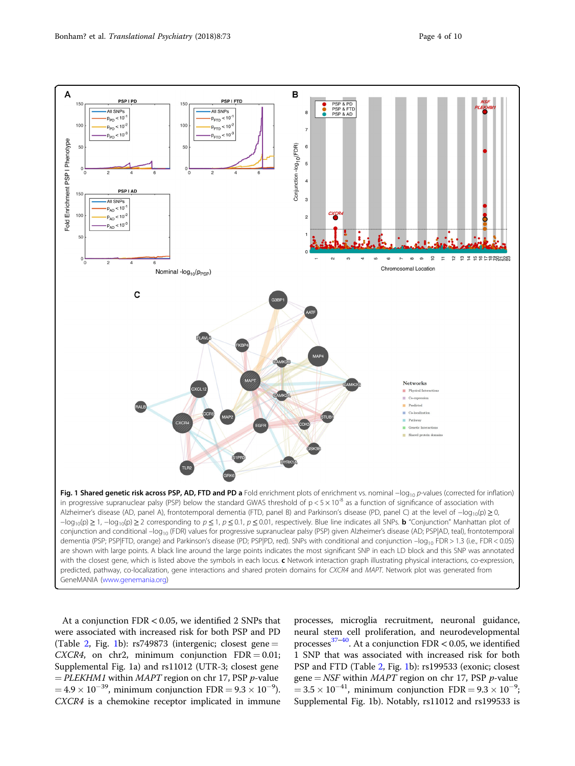**Fig. 1 Shared genetic risk across PSP, AD, FTD and PD a** Fold enrichment plots of enrichment vs. nominal $-\log_{10}$ $p$-values (corrected for inflation) in progressive supranuclear palsy (PSP) below the standard GWAS threshold of $p < 5 \times 10^{-8}$ as a function of significance of association with Alzheimer's disease (AD, panel A), frontotemporal dementia (FTD, panel B) and Parkinson's disease (PD, panel C) at the level of $-\log_{10}(p) \geq 0$, $-\log_{10}(p) \geq 1$, $-\log_{10}(p) \geq 2$ corresponding to $p \leq 1$, $p \leq 0.1$, $p \leq 0.01$, respectively. Blue line indicates all SNPs. **b** "Conjunction" Manhattan plot of conjunction and conditional $-\log_{10}$ (FDR) values for progressive supranuclear palsy (PSP) given Alzheimer's disease (AD; PSP|AD, teal), frontotemporal dementia (PSP; PSP|FTD, orange) and Parkinson's disease (PD; PSP|PD, red). SNPs with conditional and conjunction $-\log_{10}$ FDR > 1.3 (i.e., FDR < 0.05) are shown with large points. A black line around the large points indicates the most significant SNP in each LD block and this SNP was annotated with the closest gene, which is listed above the symbols in each locus. **c** Network interaction graph illustrating physical interactions, co-expression, predicted, pathway, co-localization, gene interactions and shared protein domains for *CXCR4* and *MAPT*. Network plot was generated from GeneMANIA (www.genemania.org)

At a conjunction FDR < 0.05, we identified 2 SNPs that were associated with increased risk for both PSP and PD (Table 2, Fig. 1b): rs749873 (intergenic; closest gene = *CXCR4*, on chr2, minimum conjunction FDR = 0.01; Supplemental Fig. 1a) and rs11012 (UTR-3; closest gene = *PLEKHM1* within *MAPT* region on chr 17, PSP $p$-value $= 4.9 \times 10^{-39}$, minimum conjunction FDR $= 9.3 \times 10^{-9}$). *CXCR4* is a chemokine receptor implicated in immune processes, microglia recruitment, neuronal guidance, neural stem cell proliferation, and neurodevelopmental processes[37–40]. At a conjunction FDR < 0.05, we identified 1 SNP that was associated with increased risk for both PSP and FTD (Table 2, Fig. 1b): rs199533 (exonic; closest gene = *NSF* within *MAPT* region on chr 17, PSP $p$-value $= 3.5 \times 10^{-41}$, minimum conjunction FDR $= 9.3 \times 10^{-9}$; Supplemental Fig. 1b). Notably, rs11012 and rs199533 is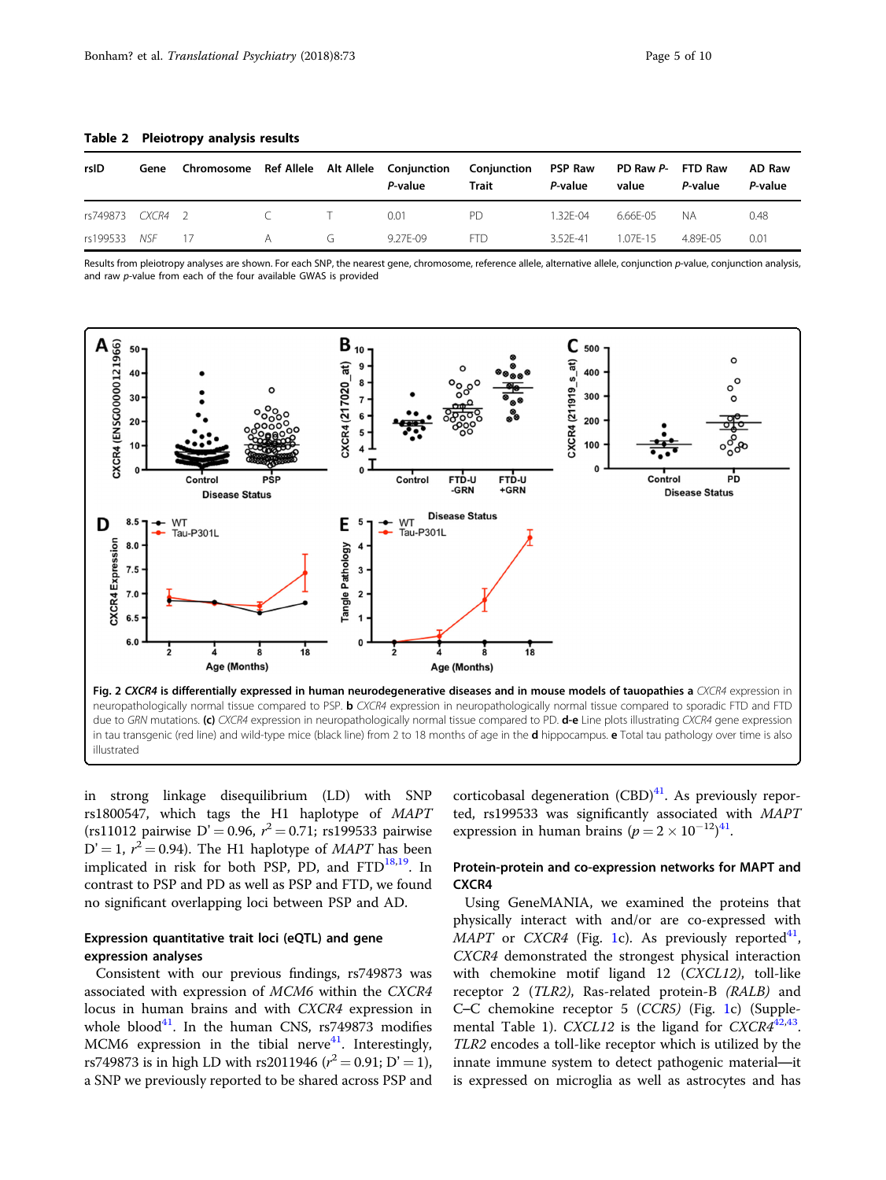**Table 2 Pleiotropy analysis results**

| rsID | Gene | Chromosome | Ref Allele | Alt Allele | Conjunction P-value | Conjunction Trait | PSP Raw P-value | PD Raw P-value | FTD Raw P-value | AD Raw P-value |
|---|---|---|---|---|---|---|---|---|---|---|
| rs749873 | *CXCR4* | 2 | C | T | 0.01 | PD | 1.32E-04 | 6.66E-05 | NA | 0.48 |
| rs199533 | *NSF* | 17 | A | G | 9.27E-09 | FTD | 3.52E-41 | 1.07E-15 | 4.89E-05 | 0.01 |

Results from pleiotropy analyses are shown. For each SNP, the nearest gene, chromosome, reference allele, alternative allele, conjunction p-value, conjunction analysis, and raw p-value from each of the four available GWAS is provided

**Fig. 2 *CXCR4* is differentially expressed in human neurodegenerative diseases and in mouse models of tauopathies a** *CXCR4* expression in neuropathologically normal tissue compared to PSP. **b** *CXCR4* expression in neuropathologically normal tissue compared to sporadic FTD and FTD due to *GRN* mutations. **(c)** *CXCR4* expression in neuropathologically normal tissue compared to PD. **d-e** Line plots illustrating *CXCR4* gene expression in tau transgenic (red line) and wild-type mice (black line) from 2 to 18 months of age in the **d** hippocampus. **e** Total tau pathology over time is also illustrated

in strong linkage disequilibrium (LD) with SNP rs1800547, which tags the H1 haplotype of *MAPT* (rs11012 pairwise D' = 0.96, $r^2 = 0.71$; rs199533 pairwise D' = 1, $r^2 = 0.94$). The H1 haplotype of *MAPT* has been implicated in risk for both PSP, PD, and FTD[18,19]. In contrast to PSP and PD as well as PSP and FTD, we found no significant overlapping loci between PSP and AD.

### Expression quantitative trait loci (eQTL) and gene expression analyses

Consistent with our previous findings, rs749873 was associated with expression of *MCM6* within the *CXCR4* locus in human brains and with *CXCR4* expression in whole blood[41]. In the human CNS, rs749873 modifies MCM6 expression in the tibial nerve[41]. Interestingly, rs749873 is in high LD with rs2011946 ($r^2 = 0.91$; D' = 1), a SNP we previously reported to be shared across PSP and corticobasal degeneration (CBD)[41]. As previously reported, rs199533 was significantly associated with *MAPT* expression in human brains ($p = 2 \times 10^{-12}$)[41].

### Protein-protein and co-expression networks for MAPT and CXCR4

Using GeneMANIA, we examined the proteins that physically interact with and/or are co-expressed with *MAPT* or *CXCR4* (Fig. 1c). As previously reported[41], *CXCR4* demonstrated the strongest physical interaction with chemokine motif ligand 12 (*CXCL12)*, toll-like receptor 2 (*TLR2)*, Ras-related protein-B *(RALB)* and C–C chemokine receptor 5 (*CCR5)* (Fig. 1c) (Supplemental Table 1). *CXCL12* is the ligand for *CXCR4*[42,43]. *TLR2* encodes a toll-like receptor which is utilized by the innate immune system to detect pathogenic material—it is expressed on microglia as well as astrocytes and has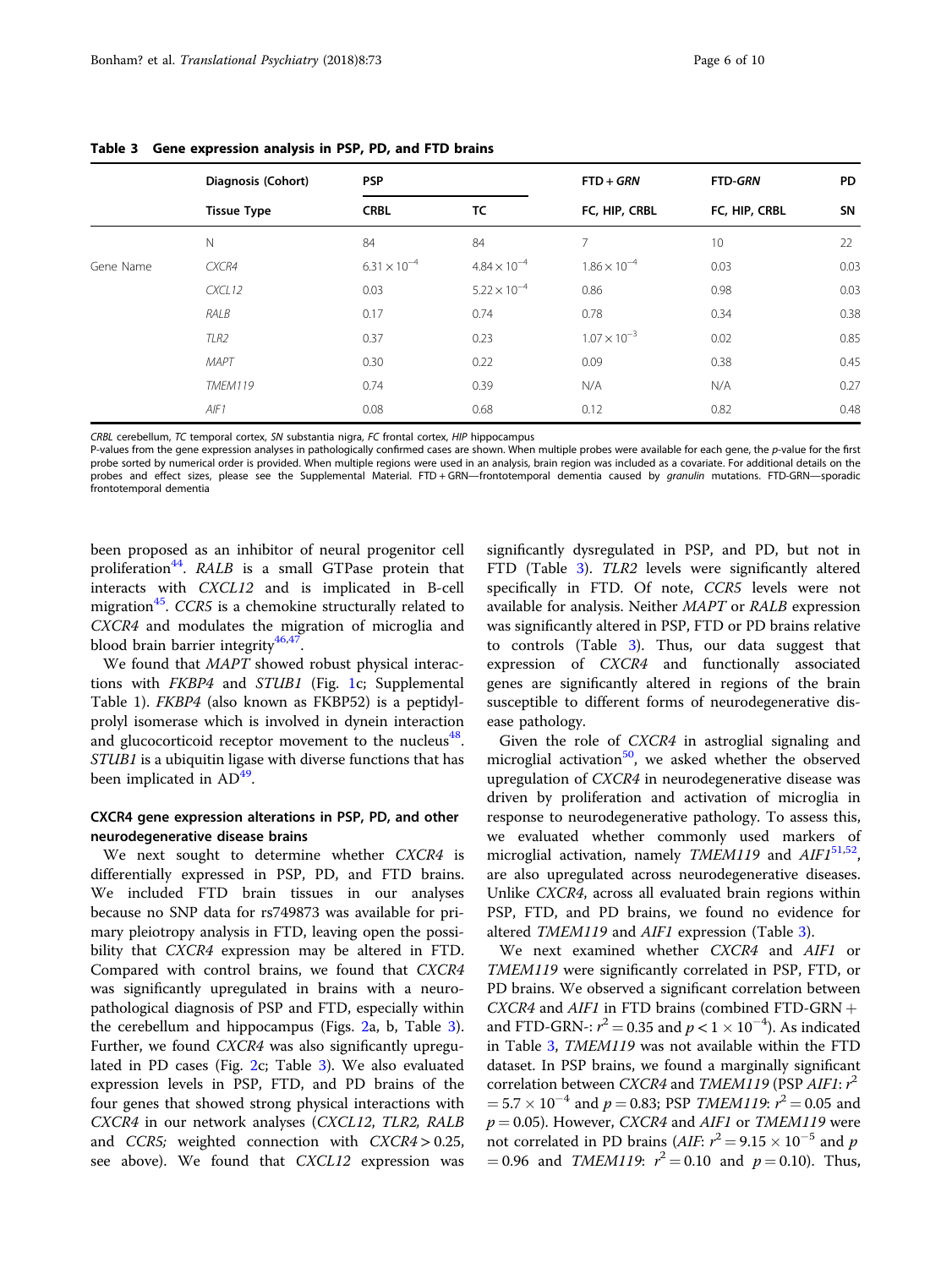**Table 3 Gene expression analysis in PSP, PD, and FTD brains**

| | Diagnosis (Cohort) | PSP | | FTD + *GRN* | FTD-*GRN* | PD |
|---|---|---|---|---|---|---|
| | **Tissue Type** | **CRBL** | **TC** | **FC, HIP, CRBL** | **FC, HIP, CRBL** | **SN** |
| | N | 84 | 84 | 7 | 10 | 22 |
| Gene Name | *CXCR4* | $6.31 \times 10^{-4}$ | $4.84 \times 10^{-4}$ | $1.86 \times 10^{-4}$ | 0.03 | 0.03 |
| | *CXCL12* | 0.03 | $5.22 \times 10^{-4}$ | 0.86 | 0.98 | 0.03 |
| | *RALB* | 0.17 | 0.74 | 0.78 | 0.34 | 0.38 |
| | *TLR2* | 0.37 | 0.23 | $1.07 \times 10^{-3}$ | 0.02 | 0.85 |
| | *MAPT* | 0.30 | 0.22 | 0.09 | 0.38 | 0.45 |
| | *TMEM119* | 0.74 | 0.39 | N/A | N/A | 0.27 |
| | *AIF1* | 0.08 | 0.68 | 0.12 | 0.82 | 0.48 |

*CRBL* cerebellum, *TC* temporal cortex, *SN* substantia nigra, *FC* frontal cortex, *HIP* hippocampus
P-values from the gene expression analyses in pathologically confirmed cases are shown. When multiple probes were available for each gene, the *p*-value for the first probe sorted by numerical order is provided. When multiple regions were used in an analysis, brain region was included as a covariate. For additional details on the probes and effect sizes, please see the Supplemental Material. FTD + GRN—frontotemporal dementia caused by *granulin* mutations. FTD-GRN—sporadic frontotemporal dementia

been proposed as an inhibitor of neural progenitor cell proliferation[44]. *RALB* is a small GTPase protein that interacts with *CXCL12* and is implicated in B-cell migration[45]. *CCR5* is a chemokine structurally related to *CXCR4* and modulates the migration of microglia and blood brain barrier integrity[46,47].

We found that *MAPT* showed robust physical interactions with *FKBP4* and *STUB1* (Fig. 1c; Supplemental Table 1). *FKBP4* (also known as FKBP52) is a peptidyl-prolyl isomerase which is involved in dynein interaction and glucocorticoid receptor movement to the nucleus[48]. *STUB1* is a ubiquitin ligase with diverse functions that has been implicated in AD[49].

### CXCR4 gene expression alterations in PSP, PD, and other neurodegenerative disease brains

We next sought to determine whether *CXCR4* is differentially expressed in PSP, PD, and FTD brains. We included FTD brain tissues in our analyses because no SNP data for rs749873 was available for primary pleiotropy analysis in FTD, leaving open the possibility that *CXCR4* expression may be altered in FTD. Compared with control brains, we found that *CXCR4* was significantly upregulated in brains with a neuropathological diagnosis of PSP and FTD, especially within the cerebellum and hippocampus (Figs. 2a, b, Table 3). Further, we found *CXCR4* was also significantly upregulated in PD cases (Fig. 2c; Table 3). We also evaluated expression levels in PSP, FTD, and PD brains of the four genes that showed strong physical interactions with *CXCR4* in our network analyses (*CXCL12*, *TLR2*, *RALB* and *CCR5;* weighted connection with *CXCR4* > 0.25, see above). We found that *CXCL12* expression was significantly dysregulated in PSP, and PD, but not in FTD (Table 3). *TLR2* levels were significantly altered specifically in FTD. Of note, *CCR5* levels were not available for analysis. Neither *MAPT* or *RALB* expression was significantly altered in PSP, FTD or PD brains relative to controls (Table 3). Thus, our data suggest that expression of *CXCR4* and functionally associated genes are significantly altered in regions of the brain susceptible to different forms of neurodegenerative disease pathology.

Given the role of *CXCR4* in astroglial signaling and microglial activation[50], we asked whether the observed upregulation of *CXCR4* in neurodegenerative disease was driven by proliferation and activation of microglia in response to neurodegenerative pathology. To assess this, we evaluated whether commonly used markers of microglial activation, namely *TMEM119* and *AIF1*[51,52], are also upregulated across neurodegenerative diseases. Unlike *CXCR4*, across all evaluated brain regions within PSP, FTD, and PD brains, we found no evidence for altered *TMEM119* and *AIF1* expression (Table 3).

We next examined whether *CXCR4* and *AIF1* or *TMEM119* were significantly correlated in PSP, FTD, or PD brains. We observed a significant correlation between *CXCR4* and *AIF1* in FTD brains (combined FTD-GRN + and FTD-GRN-: $r^2 = 0.35$ and $p < 1 \times 10^{-4}$). As indicated in Table 3, *TMEM119* was not available within the FTD dataset. In PSP brains, we found a marginally significant correlation between *CXCR4* and *TMEM119* (PSP *AIF1*: $r^2 = 5.7 \times 10^{-4}$ and $p = 0.83$; PSP *TMEM119*: $r^2 = 0.05$ and $p = 0.05$). However, *CXCR4* and *AIF1* or *TMEM119* were not correlated in PD brains (*AIF*: $r^2 = 9.15 \times 10^{-5}$ and $p = 0.96$ and *TMEM119*: $r^2 = 0.10$ and $p = 0.10$). Thus,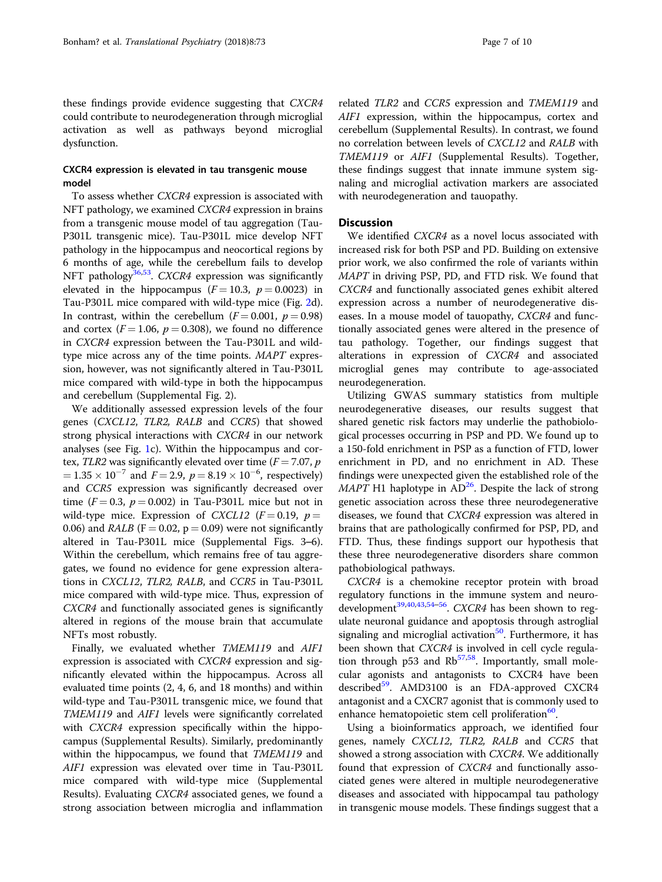these findings provide evidence suggesting that *CXCR4* could contribute to neurodegeneration through microglial activation as well as pathways beyond microglial dysfunction.

### CXCR4 expression is elevated in tau transgenic mouse model

To assess whether *CXCR4* expression is associated with NFT pathology, we examined *CXCR4* expression in brains from a transgenic mouse model of tau aggregation (Tau-P301L transgenic mice). Tau-P301L mice develop NFT pathology in the hippocampus and neocortical regions by 6 months of age, while the cerebellum fails to develop NFT pathology[36,53]. *CXCR4* expression was significantly elevated in the hippocampus ($F = 10.3$, $p = 0.0023$) in Tau-P301L mice compared with wild-type mice (Fig. 2d). In contrast, within the cerebellum ($F = 0.001$, $p = 0.98$) and cortex ($F = 1.06$, $p = 0.308$), we found no difference in *CXCR4* expression between the Tau-P301L and wild-type mice across any of the time points. *MAPT* expression, however, was not significantly altered in Tau-P301L mice compared with wild-type in both the hippocampus and cerebellum (Supplemental Fig. 2).

We additionally assessed expression levels of the four genes (*CXCL12*, *TLR2*, *RALB* and *CCR5*) that showed strong physical interactions with *CXCR4* in our network analyses (see Fig. 1c). Within the hippocampus and cortex, *TLR2* was significantly elevated over time ($F = 7.07$, $p = 1.35 \times 10^{-7}$ and $F = 2.9$, $p = 8.19 \times 10^{-6}$, respectively) and *CCR5* expression was significantly decreased over time ($F = 0.3$, $p = 0.002$) in Tau-P301L mice but not in wild-type mice. Expression of *CXCL12* ($F = 0.19$, $p = 0.06$) and *RALB* ($F = 0.02$, $p = 0.09$) were not significantly altered in Tau-P301L mice (Supplemental Figs. 3–6). Within the cerebellum, which remains free of tau aggregates, we found no evidence for gene expression alterations in *CXCL12*, *TLR2*, *RALB*, and *CCR5* in Tau-P301L mice compared with wild-type mice. Thus, expression of *CXCR4* and functionally associated genes is significantly altered in regions of the mouse brain that accumulate NFTs most robustly.

Finally, we evaluated whether *TMEM119* and *AIF1* expression is associated with *CXCR4* expression and significantly elevated within the hippocampus. Across all evaluated time points (2, 4, 6, and 18 months) and within wild-type and Tau-P301L transgenic mice, we found that *TMEM119* and *AIF1* levels were significantly correlated with *CXCR4* expression specifically within the hippocampus (Supplemental Results). Similarly, predominantly within the hippocampus, we found that *TMEM119* and *AIF1* expression was elevated over time in Tau-P301L mice compared with wild-type mice (Supplemental Results). Evaluating *CXCR4* associated genes, we found a strong association between microglia and inflammation related *TLR2* and *CCR5* expression and *TMEM119* and *AIF1* expression, within the hippocampus, cortex and cerebellum (Supplemental Results). In contrast, we found no correlation between levels of *CXCL12* and *RALB* with *TMEM119* or *AIF1* (Supplemental Results). Together, these findings suggest that innate immune system signaling and microglial activation markers are associated with neurodegeneration and tauopathy.

## Discussion

We identified *CXCR4* as a novel locus associated with increased risk for both PSP and PD. Building on extensive prior work, we also confirmed the role of variants within *MAPT* in driving PSP, PD, and FTD risk. We found that *CXCR4* and functionally associated genes exhibit altered expression across a number of neurodegenerative diseases. In a mouse model of tauopathy, *CXCR4* and functionally associated genes were altered in the presence of tau pathology. Together, our findings suggest that alterations in expression of *CXCR4* and associated microglial genes may contribute to age-associated neurodegeneration.

Utilizing GWAS summary statistics from multiple neurodegenerative diseases, our results suggest that shared genetic risk factors may underlie the pathobiological processes occurring in PSP and PD. We found up to a 150-fold enrichment in PSP as a function of FTD, lower enrichment in PD, and no enrichment in AD. These findings were unexpected given the established role of the *MAPT* H1 haplotype in AD[26]. Despite the lack of strong genetic association across these three neurodegenerative diseases, we found that *CXCR4* expression was altered in brains that are pathologically confirmed for PSP, PD, and FTD. Thus, these findings support our hypothesis that these three neurodegenerative disorders share common pathobiological pathways.

*CXCR4* is a chemokine receptor protein with broad regulatory functions in the immune system and neurodevelopment[39,40,43,54–56]. *CXCR4* has been shown to regulate neuronal guidance and apoptosis through astroglial signaling and microglial activation[50]. Furthermore, it has been shown that *CXCR4* is involved in cell cycle regulation through p53 and Rb[57,58]. Importantly, small molecular agonists and antagonists to CXCR4 have been described[59]. AMD3100 is an FDA-approved CXCR4 antagonist and a CXCR7 agonist that is commonly used to enhance hematopoietic stem cell proliferation[60].

Using a bioinformatics approach, we identified four genes, namely *CXCL12*, *TLR2*, *RALB* and *CCR5* that showed a strong association with *CXCR4.* We additionally found that expression of *CXCR4* and functionally associated genes were altered in multiple neurodegenerative diseases and associated with hippocampal tau pathology in transgenic mouse models. These findings suggest that a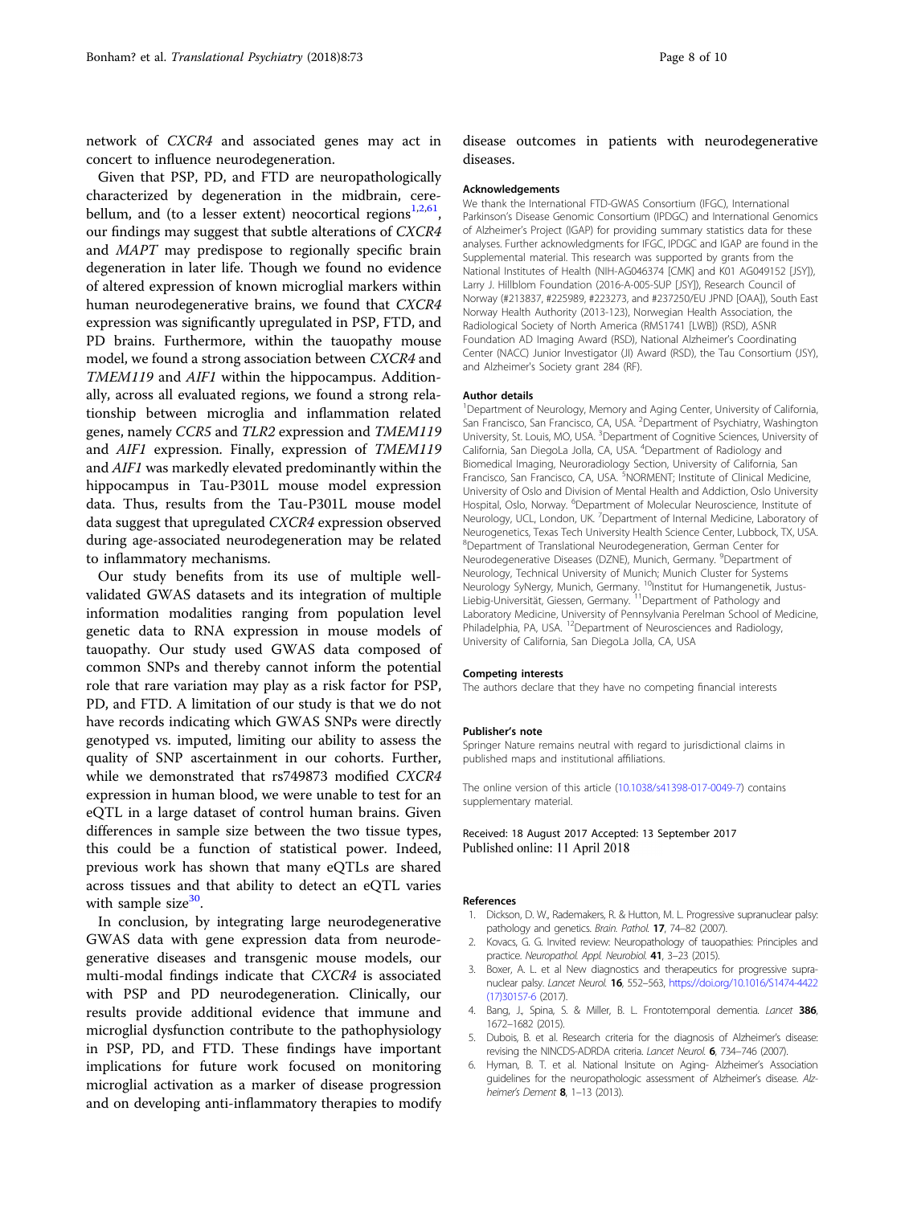network of *CXCR4* and associated genes may act in concert to influence neurodegeneration.

Given that PSP, PD, and FTD are neuropathologically characterized by degeneration in the midbrain, cerebellum, and (to a lesser extent) neocortical regions[1,2,61], our findings may suggest that subtle alterations of *CXCR4* and *MAPT* may predispose to regionally specific brain degeneration in later life. Though we found no evidence of altered expression of known microglial markers within human neurodegenerative brains, we found that *CXCR4* expression was significantly upregulated in PSP, FTD, and PD brains. Furthermore, within the tauopathy mouse model, we found a strong association between *CXCR4* and *TMEM119* and *AIF1* within the hippocampus. Additionally, across all evaluated regions, we found a strong relationship between microglia and inflammation related genes, namely *CCR5* and *TLR2* expression and *TMEM119* and *AIF1* expression. Finally, expression of *TMEM119* and *AIF1* was markedly elevated predominantly within the hippocampus in Tau-P301L mouse model expression data. Thus, results from the Tau-P301L mouse model data suggest that upregulated *CXCR4* expression observed during age-associated neurodegeneration may be related to inflammatory mechanisms.

Our study benefits from its use of multiple well-validated GWAS datasets and its integration of multiple information modalities ranging from population level genetic data to RNA expression in mouse models of tauopathy. Our study used GWAS data composed of common SNPs and thereby cannot inform the potential role that rare variation may play as a risk factor for PSP, PD, and FTD. A limitation of our study is that we do not have records indicating which GWAS SNPs were directly genotyped vs. imputed, limiting our ability to assess the quality of SNP ascertainment in our cohorts. Further, while we demonstrated that rs749873 modified *CXCR4* expression in human blood, we were unable to test for an eQTL in a large dataset of control human brains. Given differences in sample size between the two tissue types, this could be a function of statistical power. Indeed, previous work has shown that many eQTLs are shared across tissues and that ability to detect an eQTL varies with sample size[30].

In conclusion, by integrating large neurodegenerative GWAS data with gene expression data from neurodegenerative diseases and transgenic mouse models, our multi-modal findings indicate that *CXCR4* is associated with PSP and PD neurodegeneration. Clinically, our results provide additional evidence that immune and microglial dysfunction contribute to the pathophysiology in PSP, PD, and FTD. These findings have important implications for future work focused on monitoring microglial activation as a marker of disease progression and on developing anti-inflammatory therapies to modify disease outcomes in patients with neurodegenerative diseases.

#### Acknowledgements

We thank the International FTD-GWAS Consortium (IFGC), International Parkinson's Disease Genomic Consortium (IPDGC) and International Genomics of Alzheimer's Project (IGAP) for providing summary statistics data for these analyses. Further acknowledgments for IFGC, IPDGC and IGAP are found in the Supplemental material. This research was supported by grants from the National Institutes of Health (NIH-AG046374 [CMK] and K01 AG049152 [JSY]), Larry J. Hillblom Foundation (2016-A-005-SUP [JSY]), Research Council of Norway (#213837, #225989, #223273, and #237250/EU JPND [OAA]), South East Norway Health Authority (2013-123), Norwegian Health Association, the Radiological Society of North America (RMS1741 [LWB]) (RSD), ASNR Foundation AD Imaging Award (RSD), National Alzheimer's Coordinating Center (NACC) Junior Investigator (JI) Award (RSD), the Tau Consortium (JSY), and Alzheimer's Society grant 284 (RF).

#### Author details

[1]Department of Neurology, Memory and Aging Center, University of California, San Francisco, San Francisco, CA, USA. [2]Department of Psychiatry, Washington University, St. Louis, MO, USA. [3]Department of Cognitive Sciences, University of California, San DiegoLa Jolla, CA, USA. [4]Department of Radiology and Biomedical Imaging, Neuroradiology Section, University of California, San Francisco, San Francisco, CA, USA. [5]NORMENT; Institute of Clinical Medicine, University of Oslo and Division of Mental Health and Addiction, Oslo University Hospital, Oslo, Norway. [6]Department of Molecular Neuroscience, Institute of Neurology, UCL, London, UK. [7]Department of Internal Medicine, Laboratory of Neurogenetics, Texas Tech University Health Science Center, Lubbock, TX, USA. [8]Department of Translational Neurodegeneration, German Center for Neurodegenerative Diseases (DZNE), Munich, Germany. [9]Department of Neurology, Technical University of Munich; Munich Cluster for Systems Neurology SyNergy, Munich, Germany. [10]Institut for Humangenetik, Justus-Liebig-Universität, Giessen, Germany. [11]Department of Pathology and Laboratory Medicine, University of Pennsylvania Perelman School of Medicine, Philadelphia, PA, USA. [12]Department of Neurosciences and Radiology, University of California, San DiegoLa Jolla, CA, USA

#### Competing interests

The authors declare that they have no competing financial interests

#### Publisher's note

Springer Nature remains neutral with regard to jurisdictional claims in published maps and institutional affiliations.

The online version of this article (10.1038/s41398-017-0049-7) contains supplementary material.

Received: 18 August 2017 Accepted: 13 September 2017
Published online: 11 April 2018

#### References

1. Dickson, D. W., Rademakers, R. & Hutton, M. L. Progressive supranuclear palsy: pathology and genetics. *Brain. Pathol.* **17**, 74–82 (2007).
2. Kovacs, G. G. Invited review: Neuropathology of tauopathies: Principles and practice. *Neuropathol. Appl. Neurobiol.* **41**, 3–23 (2015).
3. Boxer, A. L. et al New diagnostics and therapeutics for progressive supranuclear palsy. *Lancet Neurol.* **16**, 552–563, https://doi.org/10.1016/S1474-4422(17)30157-6 (2017).
4. Bang, J., Spina, S. & Miller, B. L. Frontotemporal dementia. *Lancet* **386**, 1672–1682 (2015).
5. Dubois, B. et al. Research criteria for the diagnosis of Alzheimer's disease: revising the NINCDS-ADRDA criteria. *Lancet Neurol.* **6**, 734–746 (2007).
6. Hyman, B. T. et al. National Insitute on Aging- Alzheimer's Association guidelines for the neuropathologic assessment of Alzheimer's disease. *Alzheimer's Dement* **8**, 1–13 (2013).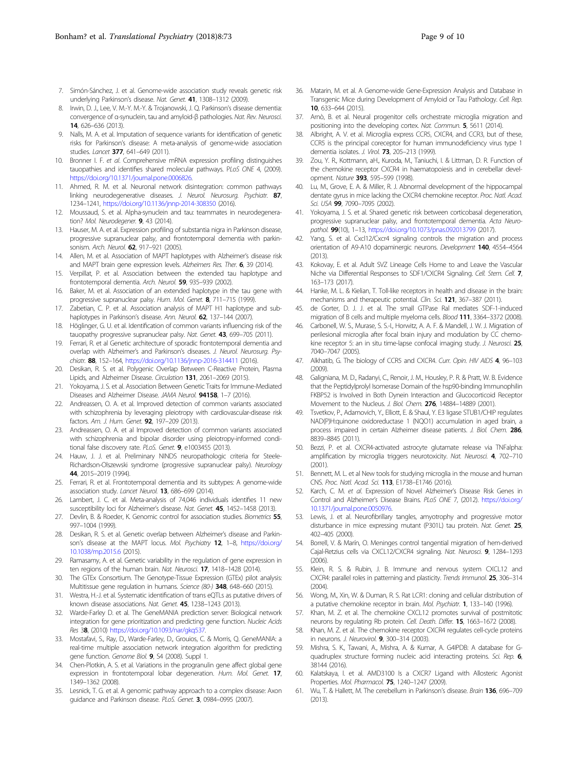7. Simón-Sánchez, J. et al. Genome-wide association study reveals genetic risk underlying Parkinson's disease. *Nat. Genet.* **41**, 1308–1312 (2009).
8. Irwin, D. J., Lee, V. M.-Y. M.-Y. & Trojanowski, J. Q. Parkinson's disease dementia: convergence of α-synuclein, tau and amyloid-β pathologies. *Nat. Rev. Neurosci.* **14**, 626–636 (2013).
9. Nalls, M. A. et al. Imputation of sequence variants for identification of genetic risks for Parkinson's disease: A meta-analysis of genome-wide association studies. *Lancet* **377**, 641–649 (2011).
10. Bronner I. F. *et al*. Comprehensive mRNA expression profiling distinguishes tauopathies and identifies shared molecular pathways. *PLoS ONE* 4, (2009). https://doi.org/10.1371/journal.pone.0006826.
11. Ahmed, R. M. et al. Neuronal network disintegration: common pathways linking neurodegenerative diseases. *J. Neurol. Neurosurg. Psychiatr.* **87**, 1234–1241, https://doi.org/10.1136/jnnp-2014-308350 (2016).
12. Moussaud, S. et al. Alpha-synuclein and tau: teammates in neurodegeneration? *Mol. Neurodegener.* **9**, 43 (2014).
13. Hauser, M. A. et al. Expression profiling of substantia nigra in Parkinson disease, progressive supranuclear palsy, and frontotemporal dementia with parkinsonism. *Arch. Neurol.* **62**, 917–921 (2005).
14. Allen, M. et al. Association of MAPT haplotypes with Alzheimer's disease risk and MAPT brain gene expression levels. *Alzheimers Res. Ther.* **6**, 39 (2014).
15. Verpillat, P. et al. Association between the extended tau haplotype and frontotemporal dementia. *Arch. Neurol.* **59**, 935–939 (2002).
16. Baker, M. et al. Association of an extended haplotype in the tau gene with progressive supranuclear palsy. *Hum. Mol. Genet.* **8**, 711–715 (1999).
17. Zabetian, C. P. et al. Association analysis of MAPT H1 haplotype and subhaplotypes in Parkinson's disease. *Ann. Neurol.* **62**, 137–144 (2007).
18. Höglinger, G. U. et al. Identification of common variants influencing risk of the tauopathy progressive supranuclear palsy. *Nat. Genet.* **43**, 699–705 (2011).
19. Ferrari, R. et al Genetic architecture of sporadic frontotemporal dementia and overlap with Alzheimer's and Parkinson's diseases. *J. Neurol. Neurosurg. Psychiatr.* **88**, 152–164, https://doi.org/10.1136/jnnp-2016-314411 (2016).
20. Desikan, R. S. et al. Polygenic Overlap Between C-Reactive Protein, Plasma Lipids, and Alzheimer Disease. *Circulation* **131**, 2061–2069 (2015).
21. Yokoyama, J. S. et al. Association Between Genetic Traits for Immune-Mediated Diseases and Alzheimer Disease. *JAMA Neurol.* **94158**, 1–7 (2016).
22. Andreassen, O. A. et al. Improved detection of common variants associated with schizophrenia by leveraging pleiotropy with cardiovascular-disease risk factors. *Am. J. Hum. Genet.* **92**, 197–209 (2013).
23. Andreassen, O. A. et al Improved detection of common variants associated with schizophrenia and bipolar disorder using pleiotropy-informed conditional false discovery rate. *PLoS. Genet.* **9**, e1003455 (2013).
24. Hauw, J. J. et al. Preliminary NINDS neuropathologic criteria for Steele-Richardson-Olszewski syndrome (progressive supranuclear palsy). *Neurology* **44**, 2015–2019 (1994).
25. Ferrari, R. et al. Frontotemporal dementia and its subtypes: A genome-wide association study. *Lancet Neurol.* **13**, 686–699 (2014).
26. Lambert, J. C. et al. Meta-analysis of 74,046 individuals identifies 11 new susceptibility loci for Alzheimer's disease. *Nat. Genet.* **45**, 1452–1458 (2013).
27. Devlin, B. & Roeder, K. Genomic control for association studies. *Biometrics* **55**, 997–1004 (1999).
28. Desikan, R. S. et al. Genetic overlap between Alzheimer's disease and Parkinson's disease at the MAPT locus. *Mol. Psychiatry* **12**, 1–8, https://doi.org/10.1038/mp.2015.6 (2015).
29. Ramasamy, A. et al. Genetic variability in the regulation of gene expression in ten regions of the human brain. *Nat. Neurosci.* **17**, 1418–1428 (2014).
30. The GTEx Consortium. The Genotype-Tissue Expression (GTEx) pilot analysis: Multitissue gene regulation in humans. *Science (80-)* **348**, 648–660 (2015).
31. Westra, H.-J. et al. Systematic identification of trans eQTLs as putative drivers of known disease associations. *Nat. Genet.* **45**, 1238–1243 (2013).
32. Warde-Farley D. et al. The GeneMANIA prediction server: Biological network integration for gene prioritization and predicting gene function. *Nucleic Acids Res* 3**8**, (2010) https://doi.org/10.1093/nar/gkq537.
33. Mostafavi, S., Ray, D., Warde-Farley, D., Grouios, C. & Morris, Q. GeneMANIA: a real-time multiple association network integration algorithm for predicting gene function. *Genome Biol.* **9**, S4 (2008). Suppl 1.
34. Chen-Plotkin, A. S. et al. Variations in the progranulin gene affect global gene expression in frontotemporal lobar degeneration. *Hum. Mol. Genet.* **17**, 1349–1362 (2008).
35. Lesnick, T. G. et al. A genomic pathway approach to a complex disease: Axon guidance and Parkinson disease. *PLoS. Genet.* **3**, 0984–0995 (2007).
36. Matarin, M. et al. A Genome-wide Gene-Expression Analysis and Database in Transgenic Mice during Development of Amyloid or Tau Pathology. *Cell. Rep.* **10**, 633–644 (2015).
37. Arnò, B. et al. Neural progenitor cells orchestrate microglia migration and positioning into the developing cortex. *Nat. Commun.* **5**, 5611 (2014).
38. Albright, A. V. et al. Microglia express CCR5, CXCR4, and CCR3, but of these, CCR5 is the principal coreceptor for human immunodeficiency virus type 1 dementia isolates. *J. Virol.* **73**, 205–213 (1999).
39. Zou, Y. R., Kottmann, aH., Kuroda, M., Taniuchi, I. & Littman, D. R. Function of the chemokine receptor CXCR4 in haematopoiesis and in cerebellar development. *Nature* **393**, 595–599 (1998).
40. Lu, M., Grove, E. A. & Miller, R. J. Abnormal development of the hippocampal dentate gyrus in mice lacking the CXCR4 chemokine receptor. *Proc. Natl. Acad. Sci. USA* **99**, 7090–7095 (2002).
41. Yokoyama, J. S. et al. Shared genetic risk between corticobasal degeneration, progressive supranuclear palsy, and frontotemporal dementia. *Acta Neuropathol.* **99**(10), 1–13, https://doi.org/10.1073/pnas.092013799 (2017).
42. Yang, S. et al. Cxcl12/Cxcr4 signaling controls the migration and process orientation of A9-A10 dopaminergic neurons. *Development* **140**, 4554–4564 (2013).
43. Kokovay, E. et al. Adult SVZ Lineage Cells Home to and Leave the Vascular Niche via Differential Responses to SDF1/CXCR4 Signaling. *Cell. Stem. Cell.* **7**, 163–173 (2017).
44. Hanke, M. L. & Kielian, T. Toll-like receptors in health and disease in the brain: mechanisms and therapeutic potential. *Clin. Sci.* **121**, 367–387 (2011).
45. de Gorter, D. J. J. et al. The small GTPase Ral mediates SDF-1-induced migration of B cells and multiple myeloma cells. *Blood* **111**, 3364–3372 (2008).
46. Carbonell, W. S., Murase, S.-I., Horwitz, A. A. F. & Mandell, J. W. J. Migration of perilesional microglia after focal brain injury and modulation by CC chemokine receptor 5: an in situ time-lapse confocal imaging study. *J. Neurosci.* **25**, 7040–7047 (2005).
47. Alkhatib, G. The biology of CCR5 and CXCR4. *Curr. Opin. HIV AIDS* **4**, 96–103 (2009).
48. Galigniana, M. D., Radanyi, C., Renoir, J. M., Housley, P. R. & Pratt, W. B. Evidence that the Peptidylprolyl Isomerase Domain of the hsp90-binding Immunophilin FKBP52 is Involved in Both Dynein Interaction and Glucocorticoid Receptor Movement to the Nucleus. *J. Biol. Chem.* **276**, 14884–14889 (2001).
49. Tsvetkov, P., Adamovich, Y., Elliott, E. & Shaul, Y. E3 ligase STUB1/CHIP regulates NAD(P)H:quinone oxidoreductase 1 (NQO1) accumulation in aged brain, a process impaired in certain Alzheimer disease patients. *J. Biol. Chem.* **286**, 8839–8845 (2011).
50. Bezzi, P. et al. CXCR4-activated astrocyte glutamate release via TNFalpha: amplification by microglia triggers neurotoxicity. *Nat. Neurosci.* **4**, 702–710 (2001).
51. Bennett, M. L. et al New tools for studying microglia in the mouse and human CNS. *Proc. Natl. Acad. Sci.* **113**, E1738–E1746 (2016).
52. Karch, C. M. *et al*. Expression of Novel Alzheimer's Disease Risk Genes in Control and Alzheimer's Disease Brains. *PLoS ONE* 7, (2012). https://doi.org/10.1371/journal.pone.0050976.
53. Lewis, J. et al. Neurofibrillary tangles, amyotrophy and progressive motor disturbance in mice expressing mutant (P301L) tau protein. *Nat. Genet.* **25**, 402–405 (2000).
54. Borrell, V. & Marín, O. Meninges control tangential migration of hem-derived Cajal-Retzius cells via CXCL12/CXCR4 signaling. *Nat. Neurosci.* **9**, 1284–1293 (2006).
55. Klein, R. S. & Rubin, J. B. Immune and nervous system CXCL12 and CXCR4: parallel roles in patterning and plasticity. *Trends Immunol.* **25**, 306–314 (2004).
56. Wong, M., Xin, W. & Duman, R. S. Rat LCR1: cloning and cellular distribution of a putative chemokine receptor in brain. *Mol. Psychiatr.* **1**, 133–140 (1996).
57. Khan, M. Z. et al. The chemokine CXCL12 promotes survival of postmitotic neurons by regulating Rb protein. *Cell. Death. Differ.* **15**, 1663–1672 (2008).
58. Khan, M. Z. et al. The chemokine receptor CXCR4 regulates cell-cycle proteins in neurons. *J. Neurovirol.* **9**, 300–314 (2003).
59. Mishra, S. K., Tawani, A., Mishra, A. & Kumar, A. G4IPDB: A database for G-quadruplex structure forming nucleic acid interacting proteins. *Sci. Rep.* **6**, 38144 (2016).
60. Kalatskaya, I. et al. AMD3100 Is a CXCR7 Ligand with Allosteric Agonist Properties. *Mol. Pharmacol.* **75**, 1240–1247 (2009).
61. Wu, T. & Hallett, M. The cerebellum in Parkinson's disease. *Brain* **136**, 696–709 (2013).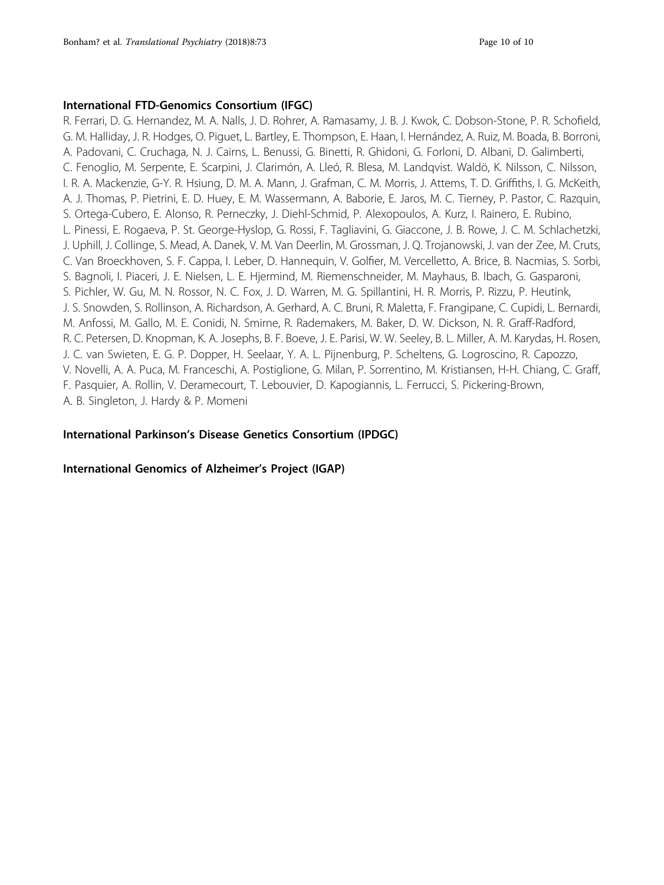### International FTD-Genomics Consortium (IFGC)

R. Ferrari, D. G. Hernandez, M. A. Nalls, J. D. Rohrer, A. Ramasamy, J. B. J. Kwok, C. Dobson-Stone, P. R. Schofield, G. M. Halliday, J. R. Hodges, O. Piguet, L. Bartley, E. Thompson, E. Haan, I. Hernández, A. Ruiz, M. Boada, B. Borroni, A. Padovani, C. Cruchaga, N. J. Cairns, L. Benussi, G. Binetti, R. Ghidoni, G. Forloni, D. Albani, D. Galimberti, C. Fenoglio, M. Serpente, E. Scarpini, J. Clarimón, A. Lleó, R. Blesa, M. Landqvist. Waldö, K. Nilsson, C. Nilsson, I. R. A. Mackenzie, G-Y. R. Hsiung, D. M. A. Mann, J. Grafman, C. M. Morris, J. Attems, T. D. Griffiths, I. G. McKeith, A. J. Thomas, P. Pietrini, E. D. Huey, E. M. Wassermann, A. Baborie, E. Jaros, M. C. Tierney, P. Pastor, C. Razquin, S. Ortega-Cubero, E. Alonso, R. Perneczky, J. Diehl-Schmid, P. Alexopoulos, A. Kurz, I. Rainero, E. Rubino, L. Pinessi, E. Rogaeva, P. St. George-Hyslop, G. Rossi, F. Tagliavini, G. Giaccone, J. B. Rowe, J. C. M. Schlachetzki, J. Uphill, J. Collinge, S. Mead, A. Danek, V. M. Van Deerlin, M. Grossman, J. Q. Trojanowski, J. van der Zee, M. Cruts, C. Van Broeckhoven, S. F. Cappa, I. Leber, D. Hannequin, V. Golfier, M. Vercelletto, A. Brice, B. Nacmias, S. Sorbi, S. Bagnoli, I. Piaceri, J. E. Nielsen, L. E. Hjermind, M. Riemenschneider, M. Mayhaus, B. Ibach, G. Gasparoni, S. Pichler, W. Gu, M. N. Rossor, N. C. Fox, J. D. Warren, M. G. Spillantini, H. R. Morris, P. Rizzu, P. Heutink, J. S. Snowden, S. Rollinson, A. Richardson, A. Gerhard, A. C. Bruni, R. Maletta, F. Frangipane, C. Cupidi, L. Bernardi, M. Anfossi, M. Gallo, M. E. Conidi, N. Smirne, R. Rademakers, M. Baker, D. W. Dickson, N. R. Graff-Radford, R. C. Petersen, D. Knopman, K. A. Josephs, B. F. Boeve, J. E. Parisi, W. W. Seeley, B. L. Miller, A. M. Karydas, H. Rosen, J. C. van Swieten, E. G. P. Dopper, H. Seelaar, Y. A. L. Pijnenburg, P. Scheltens, G. Logroscino, R. Capozzo, V. Novelli, A. A. Puca, M. Franceschi, A. Postiglione, G. Milan, P. Sorrentino, M. Kristiansen, H-H. Chiang, C. Graff, F. Pasquier, A. Rollin, V. Deramecourt, T. Lebouvier, D. Kapogiannis, L. Ferrucci, S. Pickering-Brown, A. B. Singleton, J. Hardy & P. Momeni

### International Parkinson's Disease Genetics Consortium (IPDGC)

### International Genomics of Alzheimer's Project (IGAP)